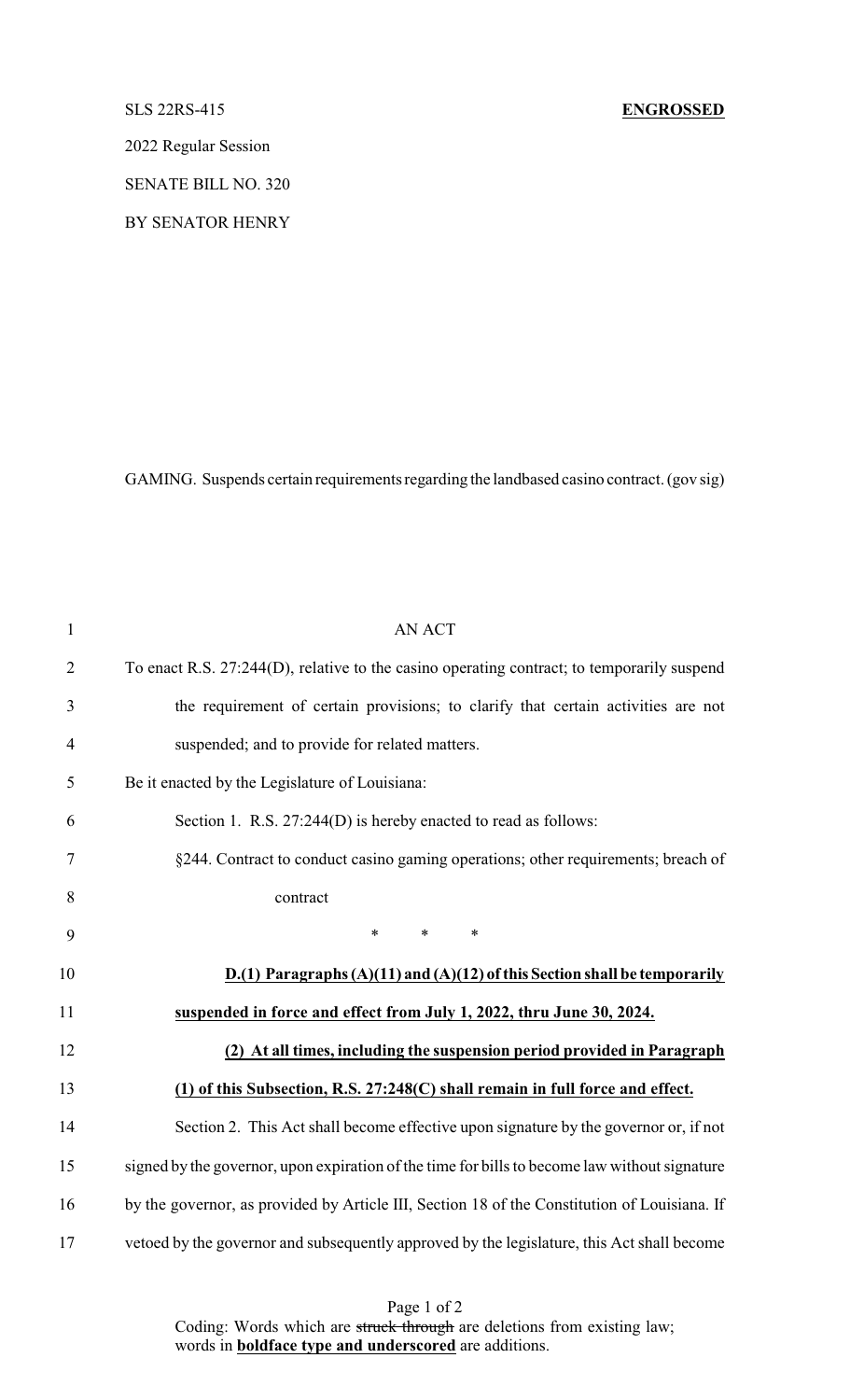SLS 22RS-415 **ENGROSSED**

2022 Regular Session

SENATE BILL NO. 320

BY SENATOR HENRY

GAMING. Suspends certain requirements regarding the landbased casino contract. (gov sig)

AN ACT

To enact R.S. 27:244(D), relative to the casino operating contract; to temporarily suspend the requirement of certain provisions; to clarify that certain activities are not suspended; and to provide for related matters.

Be it enacted by the Legislature of Louisiana:

Section 1. R.S. 27:244(D) is hereby enacted to read as follows:

§244. Contract to conduct casino gaming operations; other requirements; breach of contract

\* \* \*

**D.(1) Paragraphs (A)(11) and (A)(12) of this Section shall be temporarily suspended in force and effect from July 1, 2022, thru June 30, 2024.**

**(2) At all times, including the suspension period provided in Paragraph (1) of this Subsection, R.S. 27:248(C) shall remain in full force and effect.**

Section 2. This Act shall become effective upon signature by the governor or, if not signed by the governor, upon expiration of the time for bills to become law without signature by the governor, as provided by Article III, Section 18 of the Constitution of Louisiana. If vetoed by the governor and subsequently approved by the legislature, this Act shall become

Coding: Words which are ~~struck through~~ are deletions from existing law; words in **boldface type and underscored** are additions.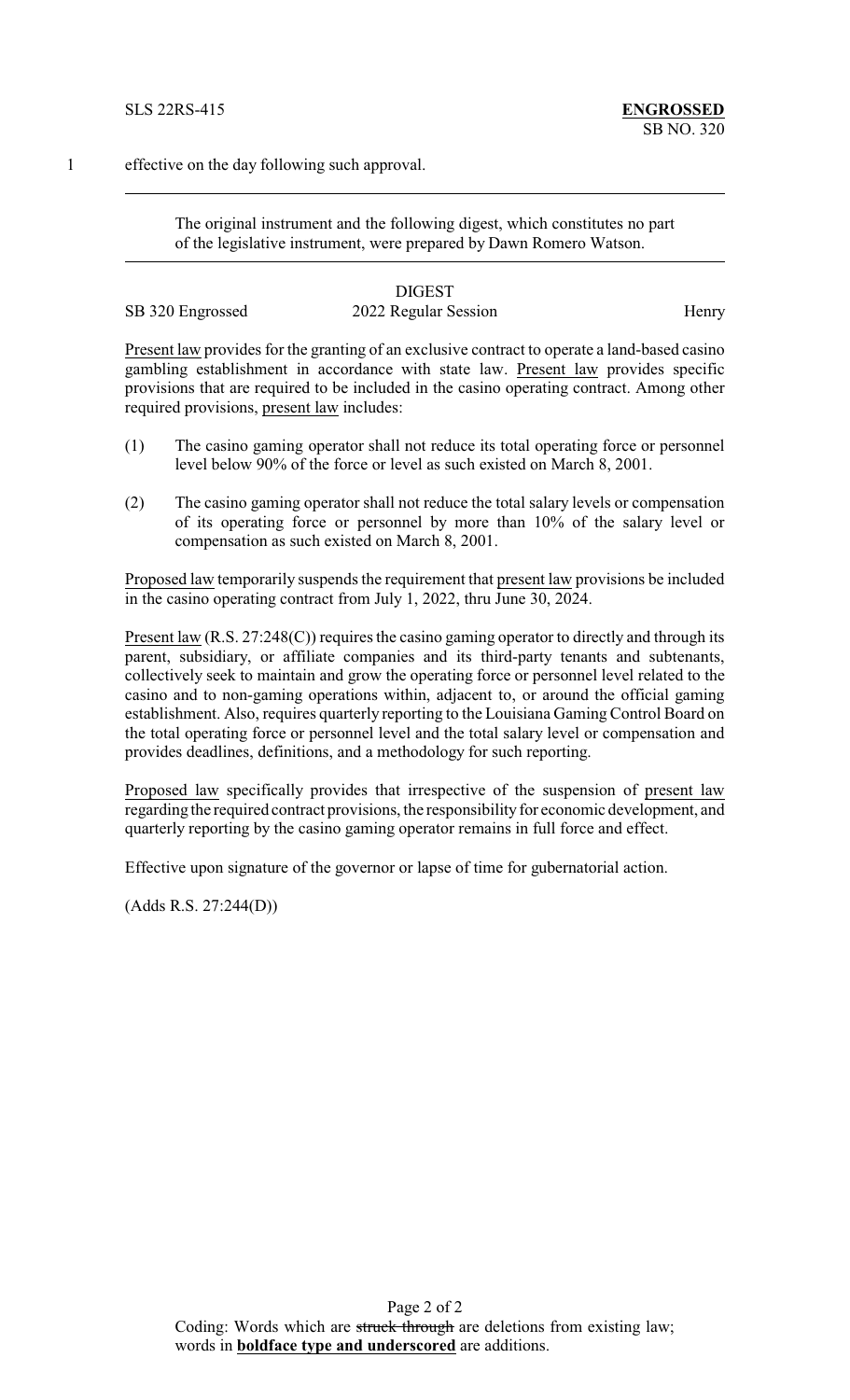1 effective on the day following such approval.

The original instrument and the following digest, which constitutes no part of the legislative instrument, were prepared by Dawn Romero Watson.

DIGEST

SB 320 Engrossed 2022 Regular Session Henry

Present law provides for the granting of an exclusive contract to operate a land-based casino gambling establishment in accordance with state law. Present law provides specific provisions that are required to be included in the casino operating contract. Among other required provisions, present law includes:

(1) The casino gaming operator shall not reduce its total operating force or personnel level below 90% of the force or level as such existed on March 8, 2001.

(2) The casino gaming operator shall not reduce the total salary levels or compensation of its operating force or personnel by more than 10% of the salary level or compensation as such existed on March 8, 2001.

Proposed law temporarily suspends the requirement that present law provisions be included in the casino operating contract from July 1, 2022, thru June 30, 2024.

Present law (R.S. 27:248(C)) requires the casino gaming operator to directly and through its parent, subsidiary, or affiliate companies and its third-party tenants and subtenants, collectively seek to maintain and grow the operating force or personnel level related to the casino and to non-gaming operations within, adjacent to, or around the official gaming establishment. Also, requires quarterly reporting to the Louisiana Gaming Control Board on the total operating force or personnel level and the total salary level or compensation and provides deadlines, definitions, and a methodology for such reporting.

Proposed law specifically provides that irrespective of the suspension of present law regarding the required contract provisions, the responsibility for economic development, and quarterly reporting by the casino gaming operator remains in full force and effect.

Effective upon signature of the governor or lapse of time for gubernatorial action.

(Adds R.S. 27:244(D))

Coding: Words which are ~~struck through~~ are deletions from existing law; words in **boldface type and underscored** are additions.